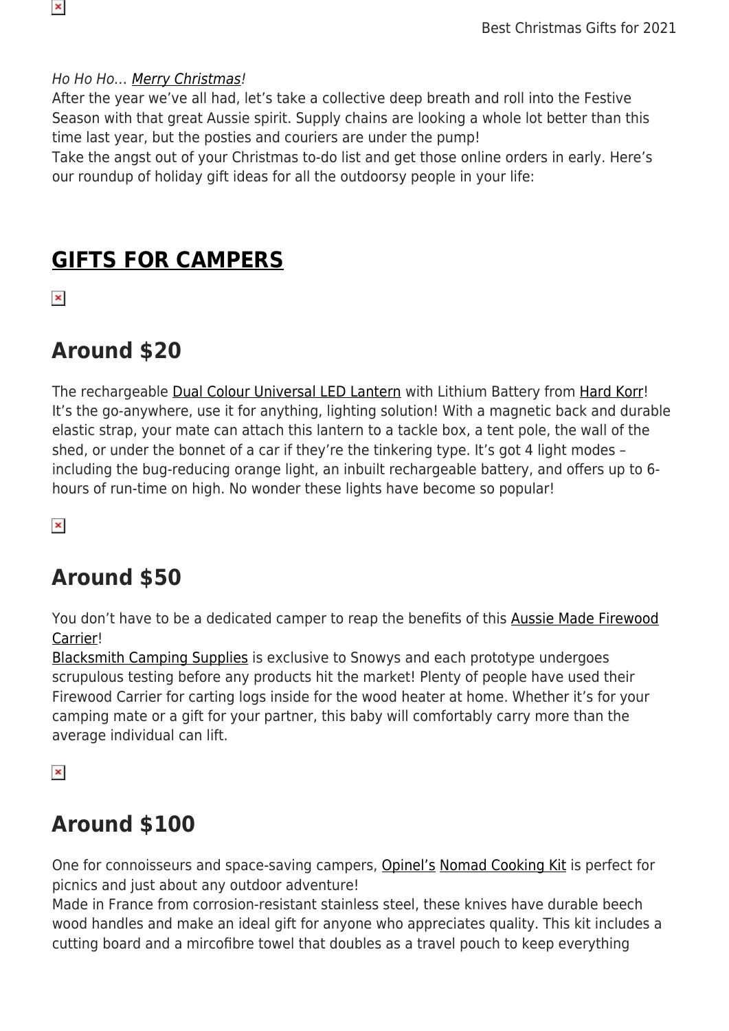*Ho Ho Ho… Merry Christmas!*
After the year we've all had, let's take a collective deep breath and roll into the Festive Season with that great Aussie spirit. Supply chains are looking a whole lot better than this time last year, but the posties and couriers are under the pump!
Take the angst out of your Christmas to-do list and get those online orders in early. Here's our roundup of holiday gift ideas for all the outdoorsy people in your life:

# GIFTS FOR CAMPERS

## Around $20

The rechargeable Dual Colour Universal LED Lantern with Lithium Battery from Hard Korr! It's the go-anywhere, use it for anything, lighting solution! With a magnetic back and durable elastic strap, your mate can attach this lantern to a tackle box, a tent pole, the wall of the shed, or under the bonnet of a car if they're the tinkering type. It's got 4 light modes – including the bug-reducing orange light, an inbuilt rechargeable battery, and offers up to 6-hours of run-time on high. No wonder these lights have become so popular!

## Around $50

You don't have to be a dedicated camper to reap the benefits of this Aussie Made Firewood Carrier!
Blacksmith Camping Supplies is exclusive to Snowys and each prototype undergoes scrupulous testing before any products hit the market! Plenty of people have used their Firewood Carrier for carting logs inside for the wood heater at home. Whether it's for your camping mate or a gift for your partner, this baby will comfortably carry more than the average individual can lift.

## Around $100

One for connoisseurs and space-saving campers, Opinel's Nomad Cooking Kit is perfect for picnics and just about any outdoor adventure!
Made in France from corrosion-resistant stainless steel, these knives have durable beech wood handles and make an ideal gift for anyone who appreciates quality. This kit includes a cutting board and a mircofibre towel that doubles as a travel pouch to keep everything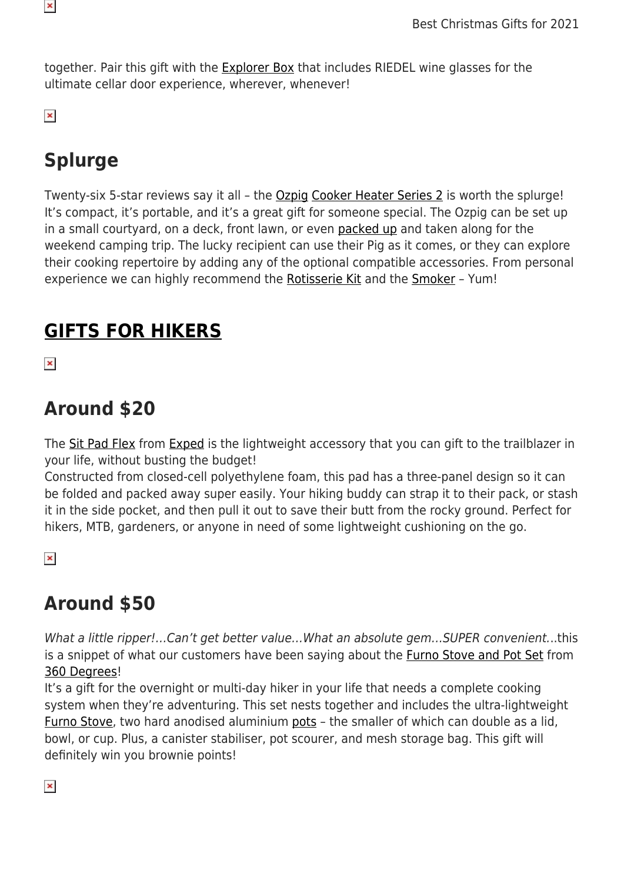together. Pair this gift with the Explorer Box that includes RIEDEL wine glasses for the ultimate cellar door experience, wherever, whenever!

## Splurge

Twenty-six 5-star reviews say it all – the Ozpig Cooker Heater Series 2 is worth the splurge! It's compact, it's portable, and it's a great gift for someone special. The Ozpig can be set up in a small courtyard, on a deck, front lawn, or even packed up and taken along for the weekend camping trip. The lucky recipient can use their Pig as it comes, or they can explore their cooking repertoire by adding any of the optional compatible accessories. From personal experience we can highly recommend the Rotisserie Kit and the Smoker – Yum!

# GIFTS FOR HIKERS

## Around $20

The Sit Pad Flex from Exped is the lightweight accessory that you can gift to the trailblazer in your life, without busting the budget!
Constructed from closed-cell polyethylene foam, this pad has a three-panel design so it can be folded and packed away super easily. Your hiking buddy can strap it to their pack, or stash it in the side pocket, and then pull it out to save their butt from the rocky ground. Perfect for hikers, MTB, gardeners, or anyone in need of some lightweight cushioning on the go.

## Around $50

*What a little ripper!…Can't get better value…What an absolute gem…SUPER convenient…*this is a snippet of what our customers have been saying about the Furno Stove and Pot Set from 360 Degrees!
It's a gift for the overnight or multi-day hiker in your life that needs a complete cooking system when they're adventuring. This set nests together and includes the ultra-lightweight Furno Stove, two hard anodised aluminium pots – the smaller of which can double as a lid, bowl, or cup. Plus, a canister stabiliser, pot scourer, and mesh storage bag. This gift will definitely win you brownie points!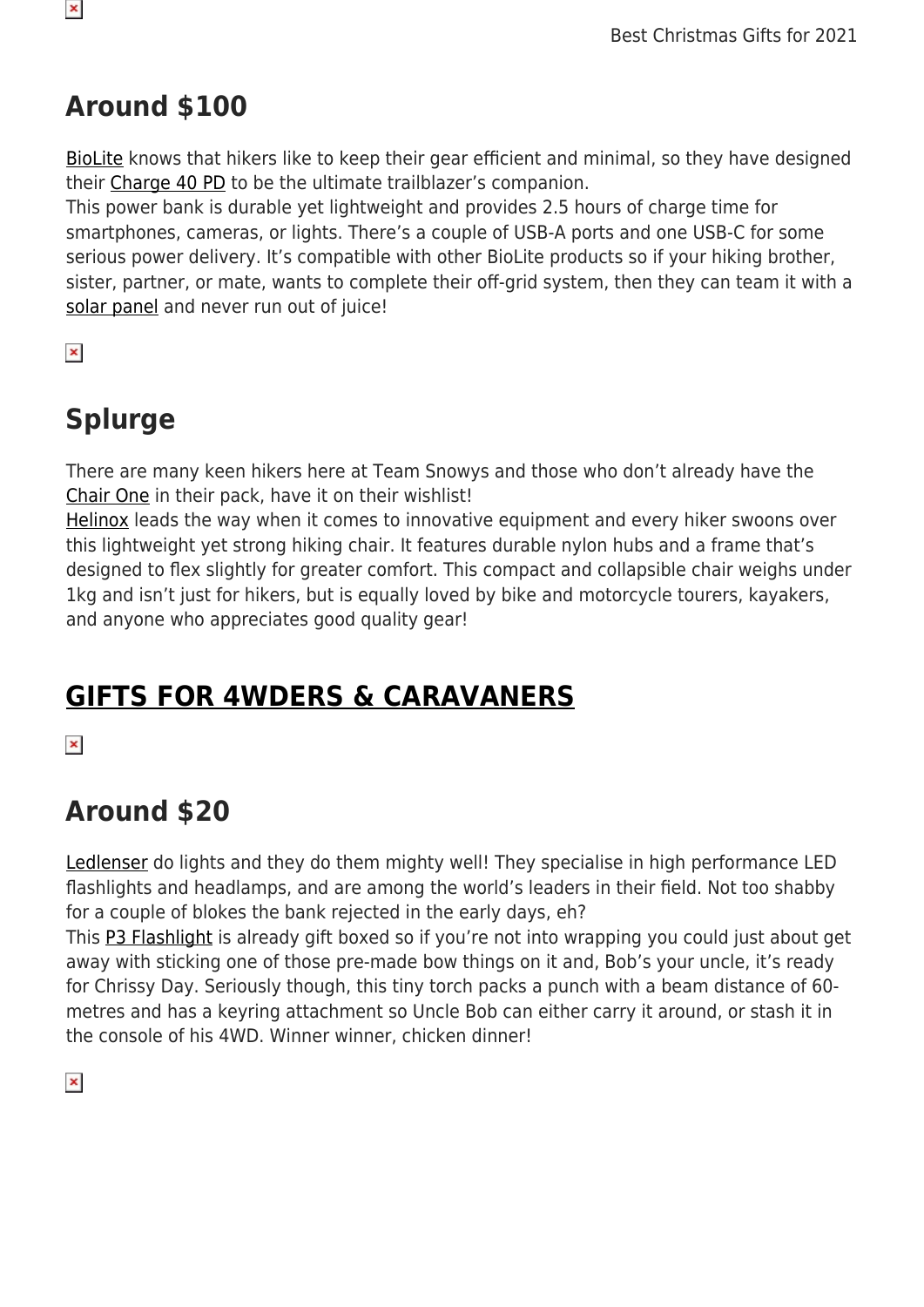## Around $100

BioLite knows that hikers like to keep their gear efficient and minimal, so they have designed their Charge 40 PD to be the ultimate trailblazer's companion.
This power bank is durable yet lightweight and provides 2.5 hours of charge time for smartphones, cameras, or lights. There's a couple of USB-A ports and one USB-C for some serious power delivery. It's compatible with other BioLite products so if your hiking brother, sister, partner, or mate, wants to complete their off-grid system, then they can team it with a solar panel and never run out of juice!

## Splurge

There are many keen hikers here at Team Snowys and those who don't already have the Chair One in their pack, have it on their wishlist!
Helinox leads the way when it comes to innovative equipment and every hiker swoons over this lightweight yet strong hiking chair. It features durable nylon hubs and a frame that's designed to flex slightly for greater comfort. This compact and collapsible chair weighs under 1kg and isn't just for hikers, but is equally loved by bike and motorcycle tourers, kayakers, and anyone who appreciates good quality gear!

## GIFTS FOR 4WDERS & CARAVANERS

## Around $20

Ledlenser do lights and they do them mighty well! They specialise in high performance LED flashlights and headlamps, and are among the world's leaders in their field. Not too shabby for a couple of blokes the bank rejected in the early days, eh?
This P3 Flashlight is already gift boxed so if you're not into wrapping you could just about get away with sticking one of those pre-made bow things on it and, Bob's your uncle, it's ready for Chrissy Day. Seriously though, this tiny torch packs a punch with a beam distance of 60-metres and has a keyring attachment so Uncle Bob can either carry it around, or stash it in the console of his 4WD. Winner winner, chicken dinner!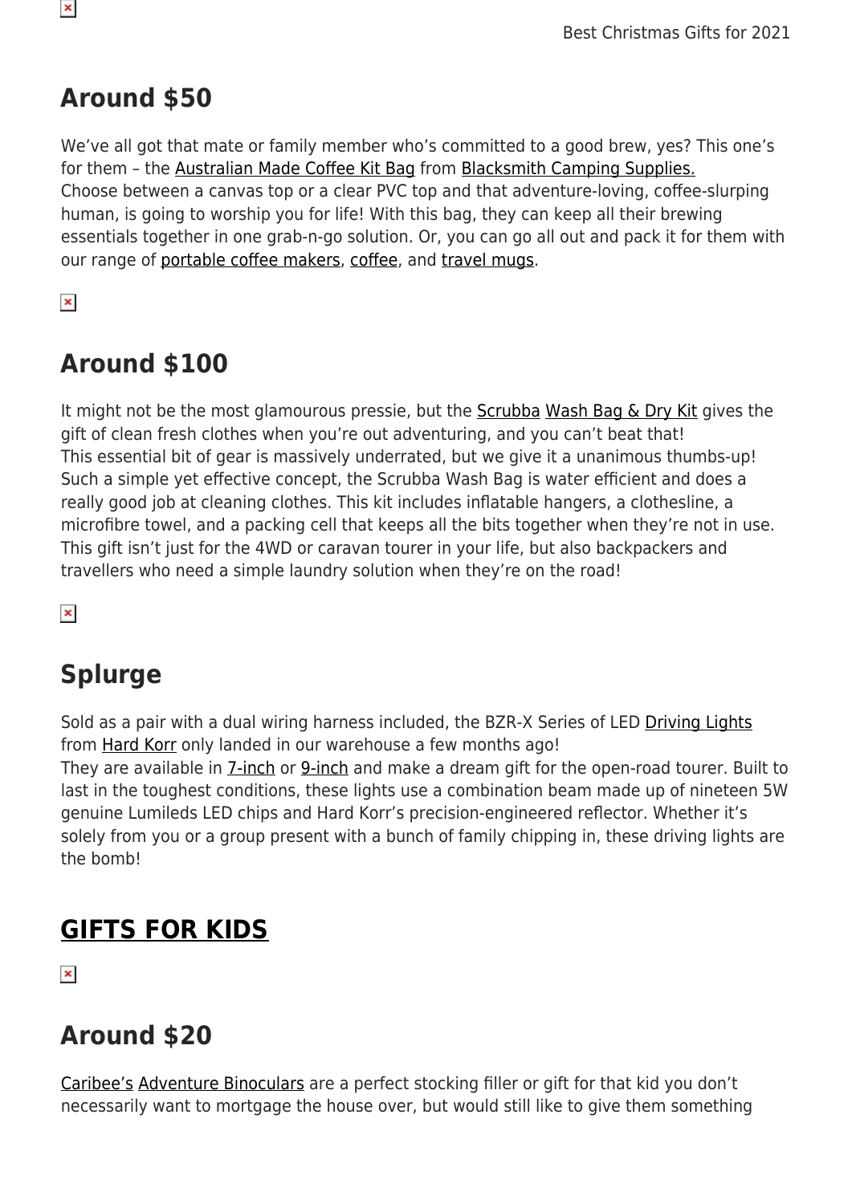## Around $50

We've all got that mate or family member who's committed to a good brew, yes? This one's for them – the Australian Made Coffee Kit Bag from Blacksmith Camping Supplies.
Choose between a canvas top or a clear PVC top and that adventure-loving, coffee-slurping human, is going to worship you for life! With this bag, they can keep all their brewing essentials together in one grab-n-go solution. Or, you can go all out and pack it for them with our range of portable coffee makers, coffee, and travel mugs.

## Around $100

It might not be the most glamourous pressie, but the Scrubba Wash Bag & Dry Kit gives the gift of clean fresh clothes when you're out adventuring, and you can't beat that!
This essential bit of gear is massively underrated, but we give it a unanimous thumbs-up! Such a simple yet effective concept, the Scrubba Wash Bag is water efficient and does a really good job at cleaning clothes. This kit includes inflatable hangers, a clothesline, a microfibre towel, and a packing cell that keeps all the bits together when they're not in use. This gift isn't just for the 4WD or caravan tourer in your life, but also backpackers and travellers who need a simple laundry solution when they're on the road!

## Splurge

Sold as a pair with a dual wiring harness included, the BZR-X Series of LED Driving Lights from Hard Korr only landed in our warehouse a few months ago!
They are available in 7-inch or 9-inch and make a dream gift for the open-road tourer. Built to last in the toughest conditions, these lights use a combination beam made up of nineteen 5W genuine Lumileds LED chips and Hard Korr's precision-engineered reflector. Whether it's solely from you or a group present with a bunch of family chipping in, these driving lights are the bomb!

## GIFTS FOR KIDS

## Around $20

Caribee's Adventure Binoculars are a perfect stocking filler or gift for that kid you don't necessarily want to mortgage the house over, but would still like to give them something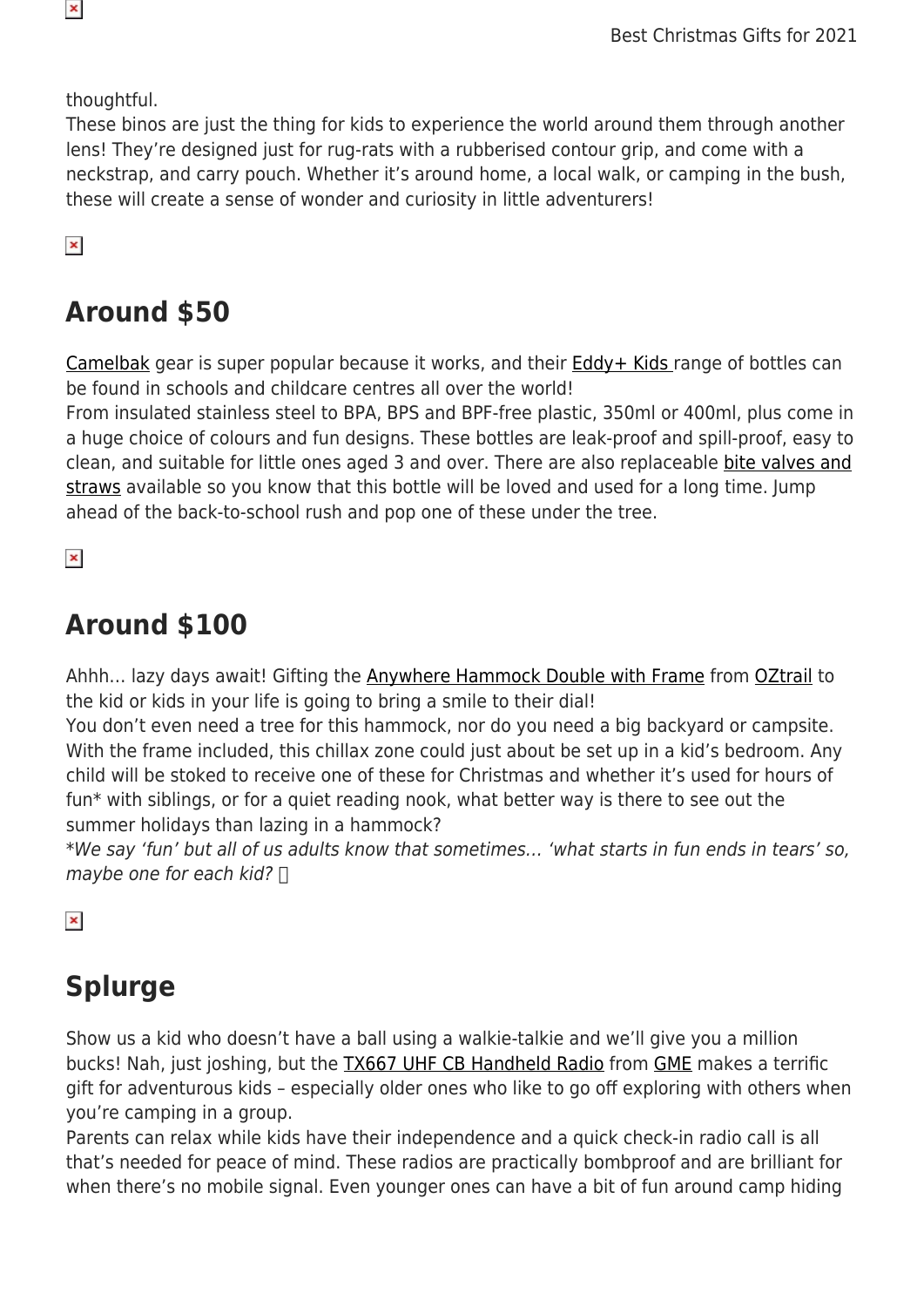thoughtful.
These binos are just the thing for kids to experience the world around them through another lens! They're designed just for rug-rats with a rubberised contour grip, and come with a neckstrap, and carry pouch. Whether it's around home, a local walk, or camping in the bush, these will create a sense of wonder and curiosity in little adventurers!

## Around $50

Camelbak gear is super popular because it works, and their Eddy+ Kids range of bottles can be found in schools and childcare centres all over the world!
From insulated stainless steel to BPA, BPS and BPF-free plastic, 350ml or 400ml, plus come in a huge choice of colours and fun designs. These bottles are leak-proof and spill-proof, easy to clean, and suitable for little ones aged 3 and over. There are also replaceable bite valves and straws available so you know that this bottle will be loved and used for a long time. Jump ahead of the back-to-school rush and pop one of these under the tree.

## Around $100

Ahhh… lazy days await! Gifting the Anywhere Hammock Double with Frame from OZtrail to the kid or kids in your life is going to bring a smile to their dial!
You don't even need a tree for this hammock, nor do you need a big backyard or campsite. With the frame included, this chillax zone could just about be set up in a kid's bedroom. Any child will be stoked to receive one of these for Christmas and whether it's used for hours of fun* with siblings, or for a quiet reading nook, what better way is there to see out the summer holidays than lazing in a hammock?
**We say 'fun' but all of us adults know that sometimes… 'what starts in fun ends in tears' so, maybe one for each kid?* 

## Splurge

Show us a kid who doesn't have a ball using a walkie-talkie and we'll give you a million bucks! Nah, just joshing, but the TX667 UHF CB Handheld Radio from GME makes a terrific gift for adventurous kids – especially older ones who like to go off exploring with others when you're camping in a group.
Parents can relax while kids have their independence and a quick check-in radio call is all that's needed for peace of mind. These radios are practically bombproof and are brilliant for when there's no mobile signal. Even younger ones can have a bit of fun around camp hiding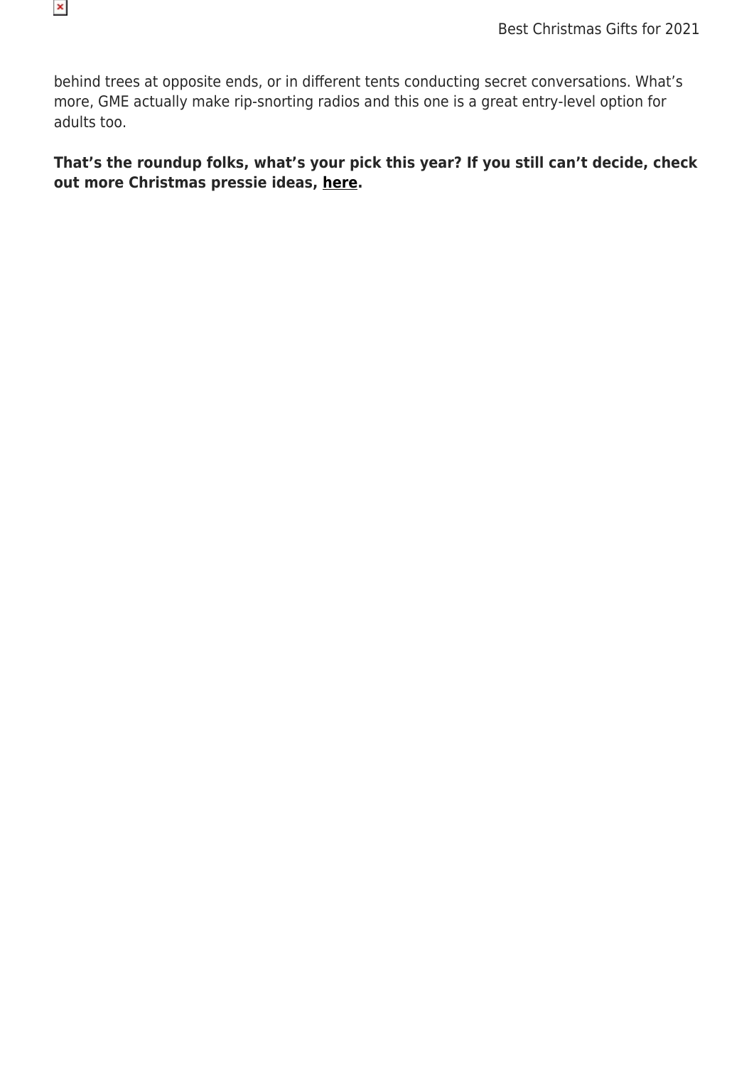behind trees at opposite ends, or in different tents conducting secret conversations. What's more, GME actually make rip-snorting radios and this one is a great entry-level option for adults too.

**That's the roundup folks, what's your pick this year? If you still can't decide, check out more Christmas pressie ideas, here.**